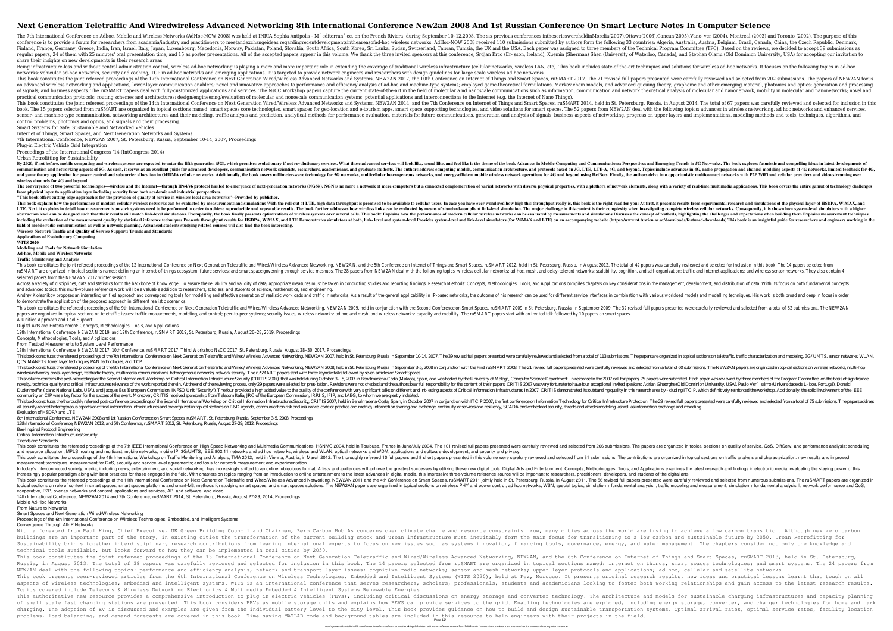# Next Generation Teletraffic And Wiredwireless Advanced Networking 8th International Conference New2an 2008 And 1st Russian Conference On Smart Lecture Notes In Computer Science

The 7th International Conference on Adhoc, Mobile and Wireless Networks (AdHoc-NOW 2008) was held at INRIA Sophia Antipolis - M´ editerran´ ee, on the French Riviera, during September 10–12,2008. The six previous conferences intheserieswereheldinMorelia(2007),Ottawa(2006),Cancun(2005),Vanc- ver (2004), Montreal (2003) and Toronto (2002). The purpose of this conference is to provide a forum for researchers from academia/industry and practitioners to meetandexchangeideas regardingrecentdevelopmentsintheareasofad-hoc wireless networks. AdHoc-NOW 2008 received 110 submissions submitted by authors form the following 33 countries: Algeria, Australia, Austria, Belgium, Brazil, Canada, China, the Czech Republic, Denmark, Finland, France, Germany, Greece, India, Iran, Israel, Italy, Japan, Luxembourg, Macedonia, Norway, Pakistan, Poland, Slovakia, South Africa, South Korea, Sri Lanka, Sudan, Switzerland, Taiwan, Tunisia, the UK and the USA. Each paper was assigned to three members of the Technical Program Committee (TPC). Based on the reviews, we decided to accept 39 submissions as regular papers, 24 of them with 25 minutes' oral presentation time, and 15 as poster presentations. All of the accepted papers appear in this volume. We thank the three invited speakers at this conference, Srdjan Krco (Er- sson, Ireland), Xuemin (Sherman) Shen (University of Waterloo, Canada), and Stephan Olariu (Old Dominion University, USA) for accepting our invitation to share their insights on new developments in their research areas.

Being infrastructure-less and without central administration control, wireless ad-hoc networking is playing a more and more important role in extending the coverage of traditional wireless infrastructure (cellular networks, wireless LAN, etc). This book includes state-of the-art techniques and solutions for wireless ad-hoc networks. It focuses on the following topics in ad-hoc networks: vehicular ad-hoc networks, security and caching, TCP in ad-hoc networks and emerging applications. It is targeted to provide network engineers and researchers with design guidelines for large scale wireless ad hoc networks.

This book constitutes the joint refereed proceedings of the 17th International Conference on Next Generation Wired/Wireless Advanced Networks and Systems, NEW2AN 2017, the 10th Conference on Internet of Things and Smart Spaces, ruSMART 2017. The 71 revised full papers presented were carefully reviewed and selected from 202 submissions. The papers of NEW2AN focus on advanced wireless networking and applications; lower-layer communication enablers; novel and innovative approaches to performance and efficiency analysis of ad-hoc and machine-type systems; employed game-theoretical formulations, Markov chain models, and advanced queuing theory; grapheme and other emerging material, photonics and optics; generation and processing of signals; and business aspects. The ruSMART papers deal with fully-customized applications and services. The NsCC Workshop papers capture the current state-of-the-art in the field of molecular a nd nanoscale communications such as information, communication and network theoretical analysis of molecular and nanonetwork, mobility in molecular and nanonetworks; novel and practical communication protocols; routing schemes and architectures; design/engineering/evaluation of molecular and nonoscale communication systems; potential applications and interconnections to the Internet (e.g. the Internet of Nano Things).

This book constitutes the joint refereed proceedings of the 14th International Conference on Next Generation Wired/Wireless Advanced Networks and Systems, NEW2AN 2014, and the 7th Conference on Internet of Things and Smart Spaces, ruSMART 2014, held in St. Petersburg, Russia, in August 2014. The total of 67 papers was carefully reviewed and selected for inclusion in this book. The 15 papers selected from ruSMART are organized in topical sections named: smart spaces core technologies, smart spaces for geo-location and e-tourism apps, smart space supporting technologies, and video solutions for smart spaces. The 52 papers from NEW2AN deal with the following topics: advances in wireless networking, ad hoc networks and enhanced services, sensor- and machine-type communication, networking architectures and their modeling, traffic analysis and prediction, analytical methods for performance evaluation, materials for future communications, generation and analysis of signals, business aspects of networking, progress on upper layers and implementations, modeling methods and tools, techniques, algorithms, and control problems, photonics and optics, and signals and their processing.

Smart Systems for Safe, Sustainable and Networked Vehicles

Internet of Things, Smart Spaces, and Next Generation Networks and Systems

7th International Conference, NEW2AN 2007, St. Petersburg, Russia, September 10-14, 2007, Proceedings

Plug-in Electric Vehicle Grid Integration

Proceedings of the International Congress '14 (IntCongress 2014)

Urban Retrofitting for Sustainability

By 2020, if not before, mobile computing and wireless systems are expected to enter the fifth generation (5G), which promises evolutionary if not revolutionary services. What those advanced services will look like, sound like, and feel like is the theme of the book Advances in Mobile Computing and Communications: Perspectives and Emerging Trends in 5G Networks. The book explores futuristic and compelling ideas in latest developments of communication and networking aspects of 5G. As such, it serves as an excellent guide for advanced developers, communication network scientists, researchers, academicians, and graduate students. The authors address computing models, communication architecture, and protocols based on 3G, LTE, LTE-A, 4G, and beyond. Topics include advances in 4G, radio propagation and channel modeling aspects of 4G networks, limited feedback for 4G, and game theory application for power control and subcarrier allocation in OFDMA cellular networks. Additionally, the book covers millimeter-wave technology for 5G networks, multicellular heterogeneous networks, and energy-efficient mobile wireless network operations for 4G and beyond using HetNets. Finally, the authors delve into opportunistic multiconnect networks with P2P WiFi and cellular providers and video streaming over wireless channels for 4G and beyond.

The convergence of two powerful technologies—wireless and the Internet—through IPv4/v6 protocol has led to emergence of next-generation networks (NGNs). NGN is no more a network of mere computers but a connected conglomeration of varied networks with diverse physical properties, with a plethora of network elements, along with a variety of real-time multimedia applications. This book covers the entire gamut of technology challenges from physical layer to application layer including security from both academic and industrial perspectives.

"This book offers cutting edge approaches for the provision of quality of service in wireless local area networks"--Provided by publisher.

This book explains how the performance of modern cellular wireless networks can be evaluated by measurements and simulations With the roll-out of LTE, high data throughput is promised to be available to cellular users. In case you have ever wondered how high this throughput really is, this book is the right read for you: At first, it presents results from experimental research and simulations of the physical layer of HSDPA, WiMAX, and LTE. Next, it explains in detail how measurements on such systems need to be performed in order to achieve reproducible and repeatable results. The book further addresses how wireless links can be evaluated by means of standard-compliant link-level simulation. The major challenge in this context is their complexity when investigating complete wireless cellular networks. Consequently, it is shown how system-level simulators with a higher abstraction level can be designed such that their results still match link-level simulations. Exemplarily, the book finally presents optimizations of wireless systems over several cells. This book: Explains how the performance of modern cellular wireless networks can be evaluated by measurements and simulations Discusses the concept of testbeds, highlighting the challenges and expectations when building them Explains measurement techniques, including the evaluation of the measurement quality by statistical inference techniques Presents throughput results for HSDPA, WiMAX, and LTE Demonstrates simulators at both, link- level and system-level Provides system-level and link-level simulators (for WiMAX and LTE) on an accompanying website (https://www.nt.tuwien.ac.at/downloads/featured-downloads) This book is an insightful guide for researchers and engineers working in the field of mobile radio communication as well as network planning. Advanced students studying related courses will also find the book interesting.

Wireless Network Traffic and Quality of Service Support: Trends and Standards

Applications of Evolutionary Computing

WITS 2020

Modeling and Tools for Network Simulation

Ad-hoc, Mobile and Wireless Networks

Traffic Monitoring and Analysis

This book constitutes the joint refereed proceedings of the 12 International Conference on Next Generation Teletraffic and Wired/Wireless Advanced Networking, NEW2AN, and the 5th Conference on Internet of Things and Smart Spaces, ruSMART 2012, held in St. Petersburg, Russia, in August 2012. The total of 42 papers was carefully reviewed and selected for inclusion in this book. The 14 papers selected from ruSMART are organized in topical sections named: defining an internet-of-things ecosystem; future services; and smart space governing through service mashups. The 28 papers from NEW2AN deal with the following topics: wireless cellular networks; ad-hoc, mesh, and delay-tolerant networks; scalability, cognition, and self-organization; traffic and internet applications; and wireless sensor networks. They also contain 4 selected papers from the NEW2AN 2012 winter session.

Across a variety of disciplines, data and statistics form the backbone of knowledge. To ensure the reliability and validity of data, appropriate measures must be taken in conducting studies and reporting findings. Research Methods: Concepts, Methodologies, Tools, and Applications compiles chapters on key considerations in the management, development, and distribution of data. With its focus on both fundamental concepts and advanced topics, this multi-volume reference work will be a valuable addition to researchers, scholars, and students of science, mathematics, and engineering.

Andrey Kolesnikov proposes an interesting unified approach and corresponding tools for modelling and effective generation of realistic workloads and traffic in networks. As a result of the general applicability in IP-based networks, the outcome of his research can be used for different service interfaces in combination with various workload models and modelling techniques. His work is both broad and deep in focus in order to demonstrate the application of the proposed approach in different realistic scenarios.

This book constitutes the refereed proceedings of the 9th International Conference on Next Generation Teletraffic and Wired/Wireless Advanced Networking, NEW2AN 2009, held in conjunction with the Second Conference on Smart Spaces, ruSMART 2009 in St. Petersburg, Russia, in September 2009. The 32 revised full papers presented were carefully reviewed and selected from a total of 82 submissions. The NEW2AN papers are organized in topical sections on teletraffic issues; traffic measurements, modeling, and control; peer-to-peer systems; security issues; wireless networks: ad hoc and mesh; and wireless networks: capacity and mobility. The ruSMART papers start with an invited talk followed by 10 papers on smart spaces.

A Unified Approach and Tool Support

Digital Arts and Entertainment: Concepts, Methodologies, Tools, and Applications

19th International Conference, NEW2AN 2019, and 12th Conference, ruSMART 2019, St. Petersburg, Russia, August 26–28, 2019, Proceedings

Concepts, Methodologies, Tools, and Applications

From Testbed Measurements to System Level Performance

17th International Conference, NEW2AN 2017, 10th Conference, ruSMART 2017, Third Workshop NsCC 2017, St. Petersburg, Russia, August 28–30, 2017, Proceedings

This book constitutes the refereed proceedings of the 7th International Conference on Next Generation Teletraffic and Wired/Wireless Advanced Networking, NEW2AN 2007, held in St. Petersburg, Russia in September 10-14, 2007. The 39 revised full papers presented were carefully reviewed and selected from a total of 113 submissions. The papers are organized in topical sections on teletraffic, traffic characterization and modeling, 3G/UMTS, sensor networks, WLAN, QoS, MANETs, lower layer techniques, PAN technologies, and TCP.

This book constitutes the refereed proceedings of the 8th International Conference on Next Generation Teletraffic and Wired/Wireless Advanced Networking, NEW2AN 2008, held in St. Petersburg, Russia in September 3-5, 2008 in conjunction with the First ruSMART 2008. The 21 revised full papers presented were carefully reviewed and selected from a total of 60 submissions. The NEW2AN papers are organized in topical sections on wireless networks, multi-hop wireless networks, cross-layer design, teletraffic issues, multimedia communications, heterogeneous networks, network security. The ruSMART papers start with three keynote talks followed by seven articles on Smart spaces.

This volume contains the post-proceedings of the Second International Workshop on Critical Information Infrastructure Security (CRITIS 2007), that was held during October 3–5, 2007 in Benalmadena-Costa (Malaga), Spain, and was hosted by the University of Malaga, Computer Science Department. In response to the 2007 call for papers, 75 papers were submitted. Each paper was reviewed by three members of the Program Committee, on the basis of significance, novelty, technical quality and critical infrastructures relevance of the work reported therein. At the end of the reviewing process, only 29 papers were selected for pres- tation. Revisions were not checked and the authors bear full responsibility for the content of their papers. CRITIS 2007 was very fortunate to have four exceptional invited speakers: Adrian Gheorghe (Old Dominion University, USA), Paulo Veríssimo (Universidade de L- boa, Portugal), Donald Dudenhoeffer (Idaho National Labs, USA), and Jacques Bus (European Commission, INFSO Unit "Security"). The four provided a high added value to the quality of the conference with very significant talks on different and int- esting aspects of Critical Information Infrastructures. In 2007, CRITIS demonstrated its outstanding quality in this research area by - cluding ITCIP, which definitively reinforced the workshop. Additionally, the solid involvement of the IEEE community on CIP was a key factor for the success of the event. Moreover, CRITIS received sponsorship from Telecom Italia, JRC of the European Commission, IRRIIS, IFIP, and IABG, to whom we are greatly indebted.

This book constitutes the thoroughly refereed post-conference proceedings of the Second International Workshop on Critical Information Infrastructures Security, CRITIS 2007, held in Benalmadena-Costa, Spain, in October 2007 in conjunction with ITCIP 2007, the first conference on Information Technology for Critical Infrastructure Protection. The 29 revised full papers presented were carefully reviewed and selected from a total of 75 submissions. The papers address all security-related heterogeneous aspects of critical information infrastructures and are organized in topical sections on R&D agenda, communication risk and assurance, code of practice and metrics, information sharing and exchange, continuity of services and resiliency, SCADA and embedded security, threats and attacks modeling, as well as information exchange and modeling.

Evaluation of HSDPA and LTE

8th International Conference, NEW2AN 2008 and 1st Russian Conference on Smart Spaces, ruSMART, St. Petersburg, Russia, September 3-5, 2008, Proceedings

12th International Conference, NEW2AN 2012, and 5th Conference, ruSMART 2012, St. Petersburg, Russia, August 27-29, 2012, Proceedings

Bee-Inspired Protocol Engineering

Critical Information Infrastructures Security

Trends and Standards

This book constitutes the refereed proceedings of the 7th IEEE International Conference on High Speed Networking and Multimedia Communications, HSNMC 2004, held in Toulouse, France in June/July 2004. The 101 revised full papers presented were carefully reviewed and selected from 266 submissions. The papers are organized in topical sections on quality of service, QoS, DiffServ, and performance analysis; scheduling and resource allocation; MPLS; routing and multicast; mobile networks, mobile IP, 3G/UMTS; IEEE 802.11 networks and ad hoc networks; wireless and WLAN; optical networks and WDM; applications and software development; and security and privacy.

This book constitutes the proceedings of the 4th International Workshop on Traffic Monitoring and Analysis, TMA 2012, held in Vienna, Austria, in March 2012. The thoroughly refereed 10 full papers and 8 short papers presented in this volume were carefully reviewed and selected from 31 submissions. The contributions are organized in topical sections on traffic analysis and characterization: new results and improved measurement techniques; measurement for QoS, security and service level agreements; and tools for network measurement and experimentation.

In today's interconnected society, media, including news, entertainment, and social networking, has increasingly shifted to an online, ubiquitous format. Artists and audiences will achieve the greatest successes by utilizing these new digital tools. Digital Arts and Entertainment: Concepts, Methodologies, Tools, and Applications examines the latest research and findings in electronic media, evaluating the staying power of this increasingly popular paradigm along with best practices for those engaged in the field. With chapters on topics ranging from an introduction to online entertainment to the latest advances in digital media, this impressive three-volume reference source will be important to researchers, practitioners, developers, and students of the digital arts.

This book constitutes the refereed proceedings of the 11th International Conference on Next Generation Teletraffic and Wired/Wireless Advanced Networking, NEW2AN 2011 and the 4th Conference on Smart Spaces, ruSMART 2011 jointly held in St. Petersburg, Russia, in August 2011. The 56 revised full papers presented were carefully reviewed and selected from numerous submissions. The ruSMART papers are organized in topical sections on role of context in smart spaces, smart spaces platforms and smart-M3, methods for studying smart spaces, and smart spaces solutions. The NEW2AN papers are organized in topical sections on wireless PHY and power control, ad hoc networks, WSN, special topics, simulation + fundamental analysis I, traffic modeling and measurement, simulation + fundamental analysis II, network performance and QoS, cooperative, P2P, overlay networks and content, applications and services, API and software, and video.

14th International Conference, NEW2AN 2014 and 7th Conference, ruSMART 2014, St. Petersburg, Russia, August 27-29, 2014, Proceedings

Mobile Ad-Hoc Networks

From Nature to Networks

Smart Spaces and Next Generation Wired/Wireless Networking

Proceedings of the 6th International Conference on Wireless Technologies, Embedded, and Intelligent Systems

Convergence Through All-IP Networks

With a foreword from Paul King, Chief Executive, UK Green Building Council and Chairman, Zero Carbon Hub As concerns over climate change and resource constraints grow, many cities across the world are trying to achieve a low carbon transition. Although new zero carbon buildings are an important part of the story, in existing cities the transformation of the current building stock and urban infrastructure must inevitably form the main focus for transitioning to a low carbon and sustainable future by 2050. Urban Retrofitting for Sustainability brings together interdisciplinary research contributions from leading international experts to focus on key issues such as systems innovation, financing tools, governance, energy, and water management. The chapters consider not only the knowledge and technical tools available, but looks forward to how they can be implemented in real cities by 2050.

This book constitutes the joint refereed proceedings of the 13 International Conference on Next Generation Teletraffic and Wired/Wireless Advanced Networking, NEW2AN, and the 6th Conference on Internet of Things and Smart Spaces, ruSMART 2013, held in St. Petersburg, Russia, in August 2013. The total of 38 papers was carefully reviewed and selected for inclusion in this book. The 14 papers selected from ruSMART are organized in topical sections named: internet on things, smart spaces technologies; and smart systems. The 24 papers from NEW2AN deal with the following topics: performance and efficiency analysis, network and transport layer issues; cognitive radio networks; sensor and mesh networks; upper layer protocols and applications; ad-hoc, cellular and satellite networks.

This book presents peer-reviewed articles from the 6th International Conference on Wireless Technologies, Embedded and Intelligent Systems (WITS 2020), held at Fez, Morocco. It presents original research results, new ideas and practical lessons learnt that touch on all aspects of wireless technologies, embedded and intelligent systems. WITS is an international conference that serves researchers, scholars, professionals, students and academicians looking to foster both working relationships and gain access to the latest research results. Topics covered include Telecoms & Wireless Networking Electronics & Multimedia Embedded & Intelligent Systems Renewable Energies.

This authoritative new resource provides a comprehensive introduction to plug-in electric vehicles (PEVs), including critical discussions on energy storage and converter technology. The architecture and models for sustainable charging infrastructures and capacity planning of small scale fast charging stations are presented. This book considers PEVs as mobile storage units and explains how PEVS can provide services to the grid. Enabling technologies are explored, including energy storage, converter, and charger technologies for home and park charging. The adoption of EV is discussed and examples are given from the individual battery level to the city level. This book provides guidance on how to build and design sustainable transportation systems. Optimal arrival rates, optimal service rates, facility location problems, load balancing, and demand forecasts are covered in this book. Time-saving MATLAB code and background tables are included in this resource to help engineers with their projects in the field.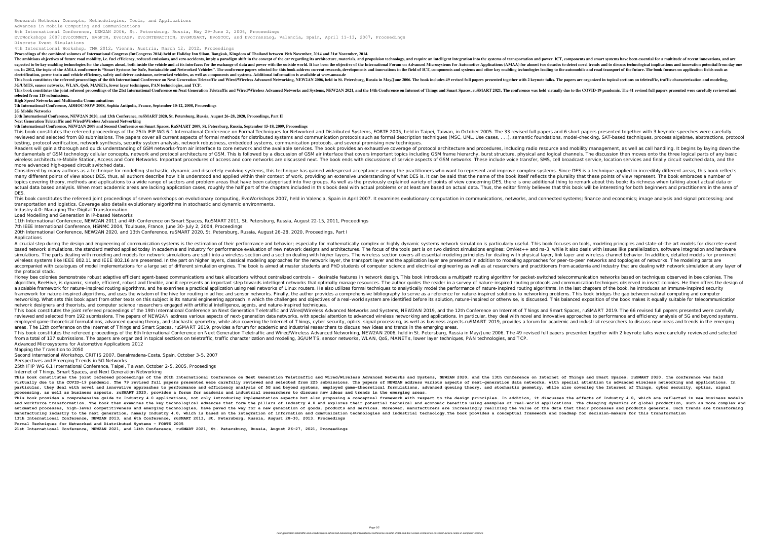Research Methods: Concepts, Methodologies, Tools, and Applications

Advances in Mobile Computing and Communications

6th International Conference, NEW2AN 2006, St. Petersburg, Russia, May 29-June 2, 2006, Proceedings

EvoWorkshops 2007:EvoCOMNET, EvoFIN, EvoIASP, EvoINTERACTION, EvoMUSART, EvoSTOC, and EvoTransLog, Valencia, Spain, April 11-13, 2007, Proceedings

Discrete Event Simulations

4th International Workshop, TMA 2012, Vienna, Austria, March 12, 2012, Proceedings

**Proceedings of the combined volumes of International Congress (IntCongress 2014) held at Holiday Inn Silom, Bangkok, Kingdom of Thailand between 19th November, 2014 and 21st November, 2014.**

The ambitious objectives of future road mobility, i.e. fuel efficiency, reduced emissions, and zero accidents, imply a paradigm shift in the concept of the car regarding its architecture, materials, and propulsion technology, and require an intelligent integration into the systems of transportation and power. ICT, components and smart systems have been essential for a multitude of recent innovations, and are expected to be key enabling technologies for the changes ahead, both inside the vehicle and at its interfaces for the exchange of data and power with the outside world. It has been the objective of the International Forum on Advanced Microsystems for Automotive Applications (AMAA) for almost two decades to detect novel trends and to discuss technological implications and innovation potential from day one on. In 2012, the topic of the AMAA conference is "Smart Systems for Safe, Sustainable and Networked Vehicles". The conference papers selected for this book address current research, developments and innovations in the field of ICT, components and systems and other key enabling technologies leading to the automobile and road transport of the future. The book focuses on application fields such as electrification, power train and vehicle efficiency, safety and driver assistance, networked vehicles, as well as components and systems. Additional information is available at www.amaa.de

This book constitutes the refereed proceedings of the 6th International Conference on Next Generation Teletraffic and Wired/Wireless Advanced Networking, NEW2AN 2006, held in St. Petersburg, Russia in May/June 2006. The book includes 49 revised full papers presented together with 2 keynote talks. The papers are organized in topical sections on teletraffic, traffic characterization and modeling, 3G/UMTS, sensor networks, WLAN, QoS, MANETs, lower layer techniques, PAN technologies, and TCP.

This book constitutes the joint refereed proceedings of the 21st International Conference on Next Generation Teletraffic and Wired/Wireless Advanced Networks and Systems, NEW2AN 2021, and the 14th Conference on Internet of Things and Smart Spaces, ruSMART 2021. The conference was held virtually due to the COVID-19 pandemic. The 41 revised full papers presented were carefully reviewed and selected from 118 submissions.

**High Speed Networks and Multimedia Communications**

**7th International Conference, ADHOC-NOW 2008, Sophia Antipolis, France, September 10-12, 2008, Proceedings**

**2G Mobile Networks**

**20th International Conference, NEW2AN 2020, and 13th Conference, ruSMART 2020, St. Petersburg, Russia, August 26–28, 2020, Proceedings, Part II**

**Next Generation Teletraffic and Wired/Wireless Advanced Networking**

**9th International Conference, NEW2AN 2009 and Second Conference on Smart Spaces, RuSMART 2009, St. Petersburg, Russia, September 15-18, 2009, Proceedings**

This book constitutes the refereed proceedings of the 25th IFIP WG 6.1 International Conference on Formal Techniques for Networked and Distributed Systems, FORTE 2005, held in Taipei, Taiwan, in October 2005. The 33 revised full papers and 6 short papers presented together with 3 keynote speeches were carefully reviewed and selected from 88 submissions. The papers cover all current aspects of formal methods for distributed systems and communication protocols such as formal description techniques (MSC, UML, Use cases, . . .), semantic foundations, model-checking, SAT-based techniques, process algebrae, abstractions, protocol testing, protocol verification, network synthesis, security system analysis, network robustness, embedded systems, communication protocols, and several promising new techniques.

Readers will gain a thorough and quick understanding of GSM networks-from air interface to core network and the available services. The book provides an exhaustive coverage of protocol architecture and procedures, including radio resource and mobility management, as well as call handling. It begins by laying down the fundamentals of GSM technology cellular concepts, network and protocol architecture of GSM. This is followed by a discussion of GSM air interface that covers important topics including GSM frame hierarchy, burst structure, physical and logical channels. The discussion then moves onto the three logical parts of any basic wireless architecture-Mobile Station, Access and Core Networks. Important procedures of access and core networks are discussed next. The book ends with discussions of service aspects of GSM networks. These include voice transfer, SMS, cell broadcast service, location services and finally circuit switched data, and the more advanced high-speed circuit switched data.

Considered by many authors as a technique for modelling stochastic, dynamic and discretely evolving systems, this technique has gained widespread acceptance among the practitioners who want to represent and improve complex systems. Since DES is a technique applied in incredibly different areas, this book reflects many different points of view about DES, thus, all authors describe how it is understood and applied within their context of work, providing an extensive understanding of what DES is. It can be said that the name of the book itself reflects the plurality that these points of view represent. The book embraces a number of topics covering theory, methods and applications to a wide range of sectors and problem areas that have been categorised into five groups. As well as the previously explained variety of points of view concerning DES, there is one additional thing to remark about this book: its richness when talking about actual data or actual data based analysis. When most academic areas are lacking application cases, roughly the half part of the chapters included in this book deal with actual problems or at least are based on actual data. Thus, the editor firmly believes that this book will be interesting for both beginners and practitioners in the area of DES.

This book constitutes the refereed joint proceedings of seven workshops on evolutionary computing, EvoWorkshops 2007, held in Valencia, Spain in April 2007. It examines evolutionary computation in communications, networks, and connected systems; finance and economics; image analysis and signal processing; and transportation and logistics. Coverage also details evolutionary algorithms in stochastic and dynamic environments.

Industry 4.0: Managing The Digital Transformation

Load Modelling and Generation in IP-based Networks

11th International Conference, NEW2AN 2011 and 4th Conference on Smart Spaces, RuSMART 2011, St. Petersburg, Russia, August 22-15, 2011, Proceedings

7th IEEE International Conference, HSNMC 2004, Toulouse, France, June 30- July 2, 2004, Proceedings

20th International Conference, NEW2AN 2020, and 13th Conference, ruSMART 2020, St. Petersburg, Russia, August 26–28, 2020, Proceedings, Part I

Applications

A crucial step during the design and engineering of communication systems is the estimation of their performance and behavior; especially for mathematically complex or highly dynamic systems network simulation is particularly useful. This book focuses on tools, modeling principles and state-of-the art models for discrete-event based network simulations, the standard method applied today in academia and industry for performance evaluation of new network designs and architectures. The focus of the tools part is on two distinct simulations engines: OmNet++ and ns-3, while it also deals with issues like parallelization, software integration and hardware simulations. The parts dealing with modeling and models for network simulations are split into a wireless section and a section dealing with higher layers. The wireless section covers all essential modeling principles for dealing with physical layer, link layer and wireless channel behavior. In addition, detailed models for prominent wireless systems like IEEE 802.11 and IEEE 802.16 are presented. In the part on higher layers, classical modeling approaches for the network layer, the transport layer and the application layer are presented in addition to modeling approaches for peer-to-peer networks and topologies of networks. The modeling parts are accompanied with catalogues of model implementations for a large set of different simulation engines. The book is aimed at master students and PhD students of computer science and electrical engineering as well as at researchers and practitioners from academia and industry that are dealing with network simulation at any layer of the protocol stack.

Honey bee colonies demonstrate robust adaptive efficient agent-based communications and task allocations without centralized controls – desirable features in network design. This book introduces a multipath routing algorithm for packet-switched telecommunication networks based on techniques observed in bee colonies. The algorithm, BeeHive, is dynamic, simple, efficient, robust and flexible, and it represents an important step towards intelligent networks that optimally manage resources. The author guides the reader in a survey of nature-inspired routing protocols and communication techniques observed in insect colonies. He then offers the design of a scalable framework for nature-inspired routing algorithms, and he examines a practical application using real networks of Linux routers. He also utilizes formal techniques to analytically model the performance of nature-inspired routing algorithms. In the last chapters of the book, he introduces an immune-inspired security framework for nature-inspired algorithms, and uses the wisdom of the hive for routing in ad hoc and sensor networks. Finally, the author provides a comprehensive bibliography to serve as a reference for nature-inspired solutions to networking problems. This book bridges the gap between natural computing and computer networking. What sets this book apart from other texts on this subject is its natural engineering approach in which the challenges and objectives of a real-world system are identified before its solution, nature-inspired or otherwise, is discussed. This balanced exposition of the book makes it equally suitable for telecommunication network designers and theorists, and computer science researchers engaged with artificial intelligence, agents, and nature-inspired techniques.

This book constitutes the joint refereed proceedings of the 19th International Conference on Next Generation Teletraffic and Wired/Wireless Advanced Networks and Systems, NEW2AN 2019, and the 12th Conference on Internet of Things and Smart Spaces, ruSMART 2019. The 66 revised full papers presented were carefully reviewed and selected from 192 submissions. The papers of NEW2AN address various aspects of next-generation data networks, with special attention to advanced wireless networking and applications. In particular, they deal with novel and innovative approaches to performance and efficiency analysis of 5G and beyond systems, employed game-theoretical formulations, advanced queuing theory, and stochastic geometry, while also covering the Internet of Things, cyber security, optics, signal processing, as well as business aspects.ruSMART 2019, provides a forum for academic and industrial researchers to discuss new ideas and trends in the emerging areas. The 12th conference on the Internet of Things and Smart Spaces, ruSMART 2019, provides a forum for academic and industrial researchers to discuss new ideas and trends in the emerging areas.

This book constitutes the refereed proceedings of the 6th International Conference on Next Generation Teletraffic and Wired/Wireless Advanced Networking, NEW2AN 2006, held in St. Petersburg, Russia in May/June 2006. The 49 revised full papers presented together with 2 keynote talks were carefully reviewed and selected from a total of 137 submissions. The papers are organized in topical sections on teletraffic, traffic characterization and modeling, 3G/UMTS, sensor networks, WLAN, QoS, MANETs, lower layer techniques, PAN technologies, and TCP.

Advanced Microsystems for Automotive Applications 2012

Mapping the Transition to 2050

Second International Workshop, CRITIS 2007, Benalmadena-Costa, Spain, October 3-5, 2007

Perspectives and Emerging Trends in 5G Networks

25th IFIP WG 6.1 International Conference, Taipei, Taiwan, October 2-5, 2005, Proceedings

Internet of Things, Smart Spaces, and Next Generation Networking

**This book constitutes the joint refereed proceedings of the 20th International Conference on Next Generation Teletraffic and Wired/Wireless Advanced Networks and Systems, NEW2AN 2020, and the 13th Conference on Internet of Things and Smart Spaces, ruSMART 2020. The conference was held virtually due to the COVID-19 pandemic. The 79 revised full papers presented were carefully reviewed and selected from 225 submissions. The papers of NEW2AN address various aspects of next-generation data networks, with special attention to advanced wireless networking and applications. In particular, they deal with novel and innovative approaches to performance and efficiency analysis of 5G and beyond systems, employed game-theoretical formulations, advanced queuing theory, and stochastic geometry, while also covering the Internet of Things, cyber security, optics, signal processing, as well as business aspects. ruSMART 2020, provides a forum for academic and industrial researchers to discuss new ideas and trends in the emerging areas.**

**This book provides a comprehensive guide to Industry 4.0 applications, not only introducing implementation aspects but also proposing a conceptual framework with respect to the design principles. In addition, it discusses the effects of Industry 4.0, which are reflected in new business models and workforce transformation. The book then examines the key technological advances that form the pillars of Industry 4.0 and explores their potential technical and economic benefits using examples of real-world applications. The changing dynamics of global production, such as more complex and automated processes, high-level competitiveness and emerging technologies, have paved the way for a new generation of goods, products and services. Moreover, manufacturers are increasingly realizing the value of the data that their processes and products generate. Such trends are transforming manufacturing industry to the next generation, namely Industry 4.0, which is based on the integration of information and communication technologies and industrial technology.The book provides a conceptual framework and roadmap for decision-makers for this transformation**

**13th International Conference, NEW2AN 2013, and 6th Conference, ruSMART 2013, St. Petersburg, Russia, August 28-30, 2013. Proceedings**

**Formal Techniques for Networked and Distributed Systems - FORTE 2005**

**21st International Conference, NEW2AN 2021, and 14th Conference, ruSMART 2021, St. Petersburg, Russia, August 26–27, 2021, Proceedings**